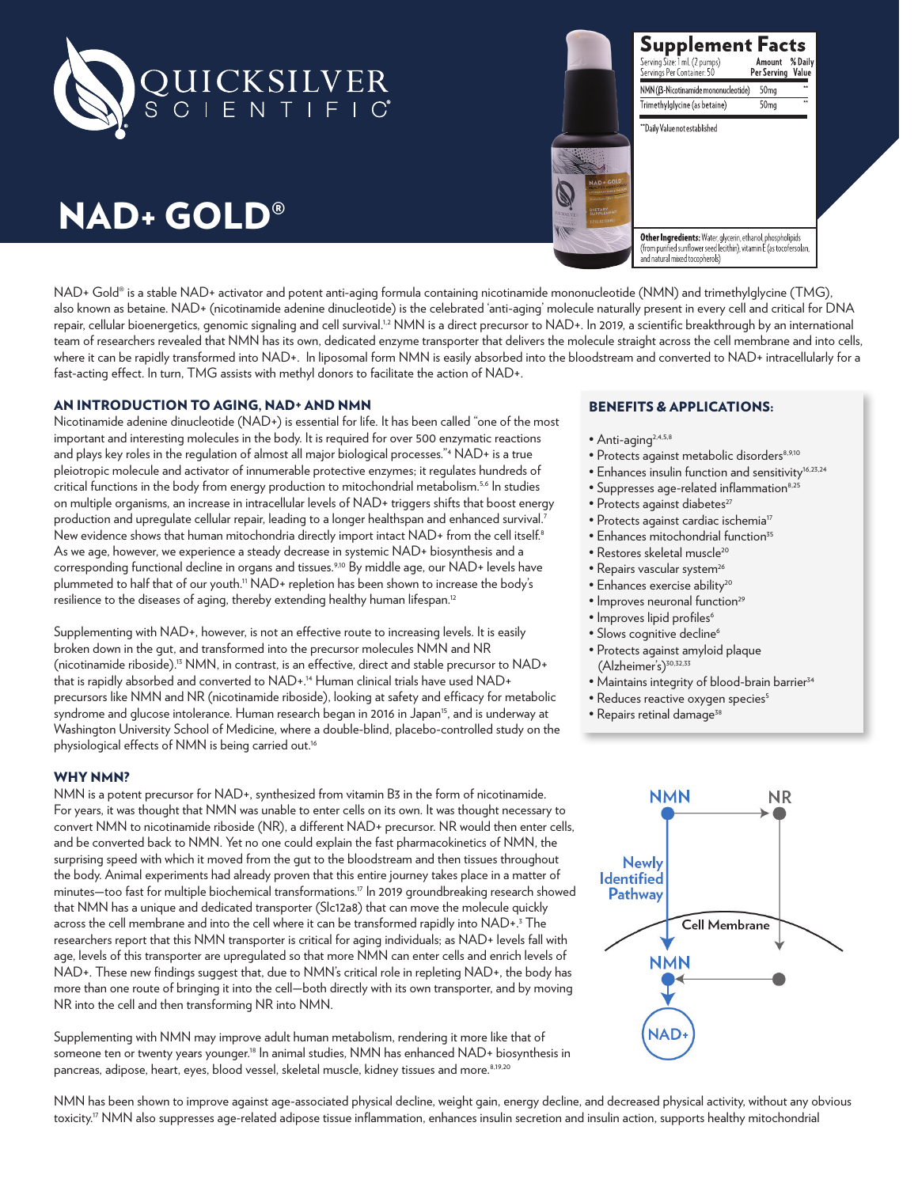# QUICKSILVER SCIENTIFIC

# NAD+ GOLD®

## Supplement Facts

Serving Size: 1 mL (2 pumps)
Servings Per Container: 50

| | Amount Per Serving | % Daily Value |
|---|---|---|
| NMN (β-Nicotinamide mononucleotide) | 50mg | ** |
| Trimethylglycine (as betaine) | 50mg | ** |

**Daily Value not established

**Other Ingredients:** Water, glycerin, ethanol, phospholipids (from purified sunflower seed lecithin), vitamin E (as tocofersolan, and natural mixed tocopherols)

NAD+ Gold® is a stable NAD+ activator and potent anti-aging formula containing nicotinamide mononucleotide (NMN) and trimethylglycine (TMG), also known as betaine. NAD+ (nicotinamide adenine dinucleotide) is the celebrated 'anti-aging' molecule naturally present in every cell and critical for DNA repair, cellular bioenergetics, genomic signaling and cell survival.[1,2] NMN is a direct precursor to NAD+. In 2019, a scientific breakthrough by an international team of researchers revealed that NMN has its own, dedicated enzyme transporter that delivers the molecule straight across the cell membrane and into cells, where it can be rapidly transformed into NAD+. In liposomal form NMN is easily absorbed into the bloodstream and converted to NAD+ intracellularly for a fast-acting effect. In turn, TMG assists with methyl donors to facilitate the action of NAD+.

## AN INTRODUCTION TO AGING, NAD+ AND NMN

Nicotinamide adenine dinucleotide (NAD+) is essential for life. It has been called "one of the most important and interesting molecules in the body. It is required for over 500 enzymatic reactions and plays key roles in the regulation of almost all major biological processes."[4] NAD+ is a true pleiotropic molecule and activator of innumerable protective enzymes; it regulates hundreds of critical functions in the body from energy production to mitochondrial metabolism.[5,6] In studies on multiple organisms, an increase in intracellular levels of NAD+ triggers shifts that boost energy production and upregulate cellular repair, leading to a longer healthspan and enhanced survival.[7] New evidence shows that human mitochondria directly import intact NAD+ from the cell itself.[8] As we age, however, we experience a steady decrease in systemic NAD+ biosynthesis and a corresponding functional decline in organs and tissues.[9,10] By middle age, our NAD+ levels have plummeted to half that of our youth.[11] NAD+ repletion has been shown to increase the body's resilience to the diseases of aging, thereby extending healthy human lifespan.[12]

Supplementing with NAD+, however, is not an effective route to increasing levels. It is easily broken down in the gut, and transformed into the precursor molecules NMN and NR (nicotinamide riboside).[13] NMN, in contrast, is an effective, direct and stable precursor to NAD+ that is rapidly absorbed and converted to NAD+.[14] Human clinical trials have used NAD+ precursors like NMN and NR (nicotinamide riboside), looking at safety and efficacy for metabolic syndrome and glucose intolerance. Human research began in 2016 in Japan[15], and is underway at Washington University School of Medicine, where a double-blind, placebo-controlled study on the physiological effects of NMN is being carried out.[16]

## BENEFITS & APPLICATIONS:

- Anti-aging[2,4,5,8]
- Protects against metabolic disorders[8,9,10]
- Enhances insulin function and sensitivity[16,23,24]
- Suppresses age-related inflammation[8,25]
- Protects against diabetes[27]
- Protects against cardiac ischemia[17]
- Enhances mitochondrial function[35]
- Restores skeletal muscle[20]
- Repairs vascular system[26]
- Enhances exercise ability[20]
- Improves neuronal function[29]
- Improves lipid profiles[6]
- Slows cognitive decline[6]
- Protects against amyloid plaque (Alzheimer's)[30,32,33]
- Maintains integrity of blood-brain barrier[34]
- Reduces reactive oxygen species[5]
- Repairs retinal damage[38]

## WHY NMN?

NMN is a potent precursor for NAD+, synthesized from vitamin B3 in the form of nicotinamide. For years, it was thought that NMN was unable to enter cells on its own. It was thought necessary to convert NMN to nicotinamide riboside (NR), a different NAD+ precursor. NR would then enter cells, and be converted back to NMN. Yet no one could explain the fast pharmacokinetics of NMN, the surprising speed with which it moved from the gut to the bloodstream and then tissues throughout the body. Animal experiments had already proven that this entire journey takes place in a matter of minutes—too fast for multiple biochemical transformations.[17] In 2019 groundbreaking research showed that NMN has a unique and dedicated transporter (Slc12a8) that can move the molecule quickly across the cell membrane and into the cell where it can be transformed rapidly into NAD+.[3] The researchers report that this NMN transporter is critical for aging individuals; as NAD+ levels fall with age, levels of this transporter are upregulated so that more NMN can enter cells and enrich levels of NAD+. These new findings suggest that, due to NMN's critical role in repleting NAD+, the body has more than one route of bringing it into the cell—both directly with its own transporter, and by moving NR into the cell and then transforming NR into NMN.

NMN — NR — Newly Identified Pathway — Cell Membrane — NMN — NAD+

Supplementing with NMN may improve adult human metabolism, rendering it more like that of someone ten or twenty years younger.[18] In animal studies, NMN has enhanced NAD+ biosynthesis in pancreas, adipose, heart, eyes, blood vessel, skeletal muscle, kidney tissues and more.[8,19,20]

NMN has been shown to improve against age-associated physical decline, weight gain, energy decline, and decreased physical activity, without any obvious toxicity.[17] NMN also suppresses age-related adipose tissue inflammation, enhances insulin secretion and insulin action, supports healthy mitochondrial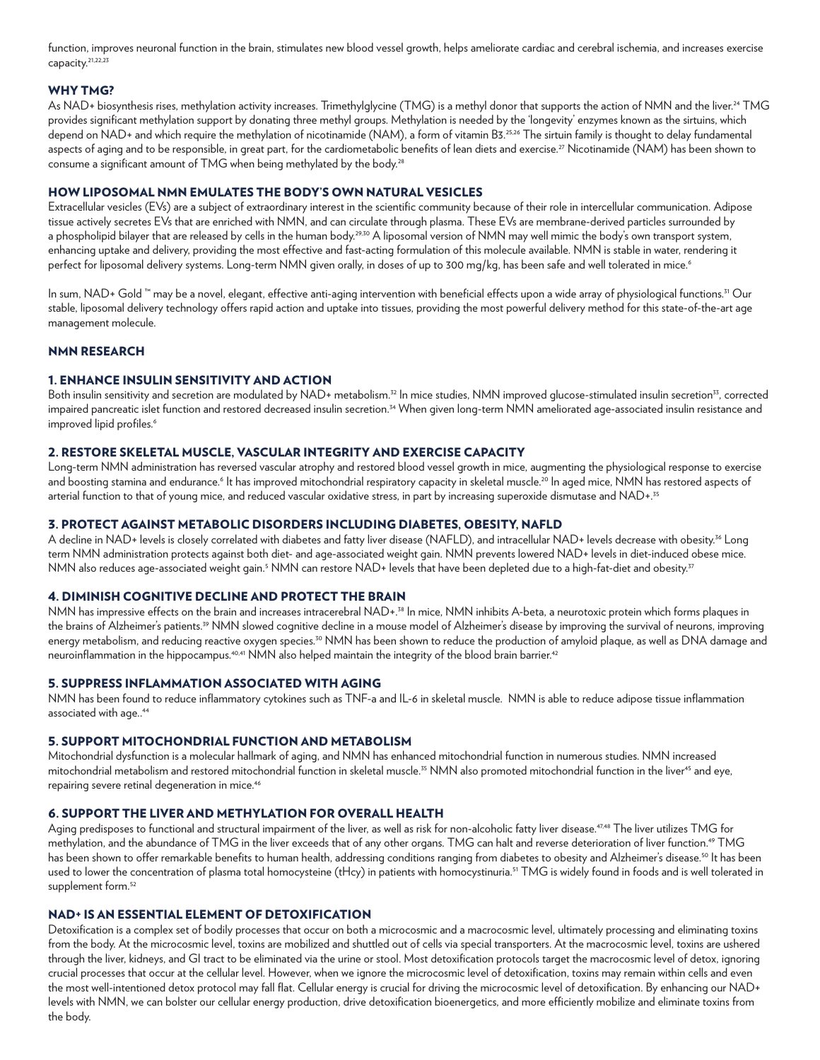function, improves neuronal function in the brain, stimulates new blood vessel growth, helps ameliorate cardiac and cerebral ischemia, and increases exercise capacity.[21,22,23]

## WHY TMG?

As NAD+ biosynthesis rises, methylation activity increases. Trimethylglycine (TMG) is a methyl donor that supports the action of NMN and the liver.[24] TMG provides significant methylation support by donating three methyl groups. Methylation is needed by the 'longevity' enzymes known as the sirtuins, which depend on NAD+ and which require the methylation of nicotinamide (NAM), a form of vitamin B3.[25,26] The sirtuin family is thought to delay fundamental aspects of aging and to be responsible, in great part, for the cardiometabolic benefits of lean diets and exercise.[27] Nicotinamide (NAM) has been shown to consume a significant amount of TMG when being methylated by the body.[28]

## HOW LIPOSOMAL NMN EMULATES THE BODY'S OWN NATURAL VESICLES

Extracellular vesicles (EVs) are a subject of extraordinary interest in the scientific community because of their role in intercellular communication. Adipose tissue actively secretes EVs that are enriched with NMN, and can circulate through plasma. These EVs are membrane-derived particles surrounded by a phospholipid bilayer that are released by cells in the human body.[29,30] A liposomal version of NMN may well mimic the body's own transport system, enhancing uptake and delivery, providing the most effective and fast-acting formulation of this molecule available. NMN is stable in water, rendering it perfect for liposomal delivery systems. Long-term NMN given orally, in doses of up to 300 mg/kg, has been safe and well tolerated in mice.[6]

In sum, NAD+ Gold ™ may be a novel, elegant, effective anti-aging intervention with beneficial effects upon a wide array of physiological functions.[31] Our stable, liposomal delivery technology offers rapid action and uptake into tissues, providing the most powerful delivery method for this state-of-the-art age management molecule.

## NMN RESEARCH

### 1. ENHANCE INSULIN SENSITIVITY AND ACTION

Both insulin sensitivity and secretion are modulated by NAD+ metabolism.[32] In mice studies, NMN improved glucose-stimulated insulin secretion[33], corrected impaired pancreatic islet function and restored decreased insulin secretion.[34] When given long-term NMN ameliorated age-associated insulin resistance and improved lipid profiles.[6]

### 2. RESTORE SKELETAL MUSCLE, VASCULAR INTEGRITY AND EXERCISE CAPACITY

Long-term NMN administration has reversed vascular atrophy and restored blood vessel growth in mice, augmenting the physiological response to exercise and boosting stamina and endurance.[6] It has improved mitochondrial respiratory capacity in skeletal muscle.[20] In aged mice, NMN has restored aspects of arterial function to that of young mice, and reduced vascular oxidative stress, in part by increasing superoxide dismutase and NAD+.[35]

### 3. PROTECT AGAINST METABOLIC DISORDERS INCLUDING DIABETES, OBESITY, NAFLD

A decline in NAD+ levels is closely correlated with diabetes and fatty liver disease (NAFLD), and intracellular NAD+ levels decrease with obesity.[36] Long term NMN administration protects against both diet- and age-associated weight gain. NMN prevents lowered NAD+ levels in diet-induced obese mice. NMN also reduces age-associated weight gain.[5] NMN can restore NAD+ levels that have been depleted due to a high-fat-diet and obesity.[37]

### 4. DIMINISH COGNITIVE DECLINE AND PROTECT THE BRAIN

NMN has impressive effects on the brain and increases intracerebral NAD+.[38] In mice, NMN inhibits A-beta, a neurotoxic protein which forms plaques in the brains of Alzheimer's patients.[39] NMN slowed cognitive decline in a mouse model of Alzheimer's disease by improving the survival of neurons, improving energy metabolism, and reducing reactive oxygen species.[30] NMN has been shown to reduce the production of amyloid plaque, as well as DNA damage and neuroinflammation in the hippocampus.[40,41] NMN also helped maintain the integrity of the blood brain barrier.[42]

### 5. SUPPRESS INFLAMMATION ASSOCIATED WITH AGING

NMN has been found to reduce inflammatory cytokines such as TNF-a and IL-6 in skeletal muscle.  NMN is able to reduce adipose tissue inflammation associated with age..[44]

### 5. SUPPORT MITOCHONDRIAL FUNCTION AND METABOLISM

Mitochondrial dysfunction is a molecular hallmark of aging, and NMN has enhanced mitochondrial function in numerous studies. NMN increased mitochondrial metabolism and restored mitochondrial function in skeletal muscle.[35] NMN also promoted mitochondrial function in the liver[45] and eye, repairing severe retinal degeneration in mice.[46]

### 6. SUPPORT THE LIVER AND METHYLATION FOR OVERALL HEALTH

Aging predisposes to functional and structural impairment of the liver, as well as risk for non-alcoholic fatty liver disease.[47,48] The liver utilizes TMG for methylation, and the abundance of TMG in the liver exceeds that of any other organs. TMG can halt and reverse deterioration of liver function.[49] TMG has been shown to offer remarkable benefits to human health, addressing conditions ranging from diabetes to obesity and Alzheimer's disease.[50] It has been used to lower the concentration of plasma total homocysteine (tHcy) in patients with homocystinuria.[51] TMG is widely found in foods and is well tolerated in supplement form.[52]

## NAD+ IS AN ESSENTIAL ELEMENT OF DETOXIFICATION

Detoxification is a complex set of bodily processes that occur on both a microcosmic and a macrocosmic level, ultimately processing and eliminating toxins from the body. At the microcosmic level, toxins are mobilized and shuttled out of cells via special transporters. At the macrocosmic level, toxins are ushered through the liver, kidneys, and GI tract to be eliminated via the urine or stool. Most detoxification protocols target the macrocosmic level of detox, ignoring crucial processes that occur at the cellular level. However, when we ignore the microcosmic level of detoxification, toxins may remain within cells and even the most well-intentioned detox protocol may fall flat. Cellular energy is crucial for driving the microcosmic level of detoxification. By enhancing our NAD+ levels with NMN, we can bolster our cellular energy production, drive detoxification bioenergetics, and more efficiently mobilize and eliminate toxins from the body.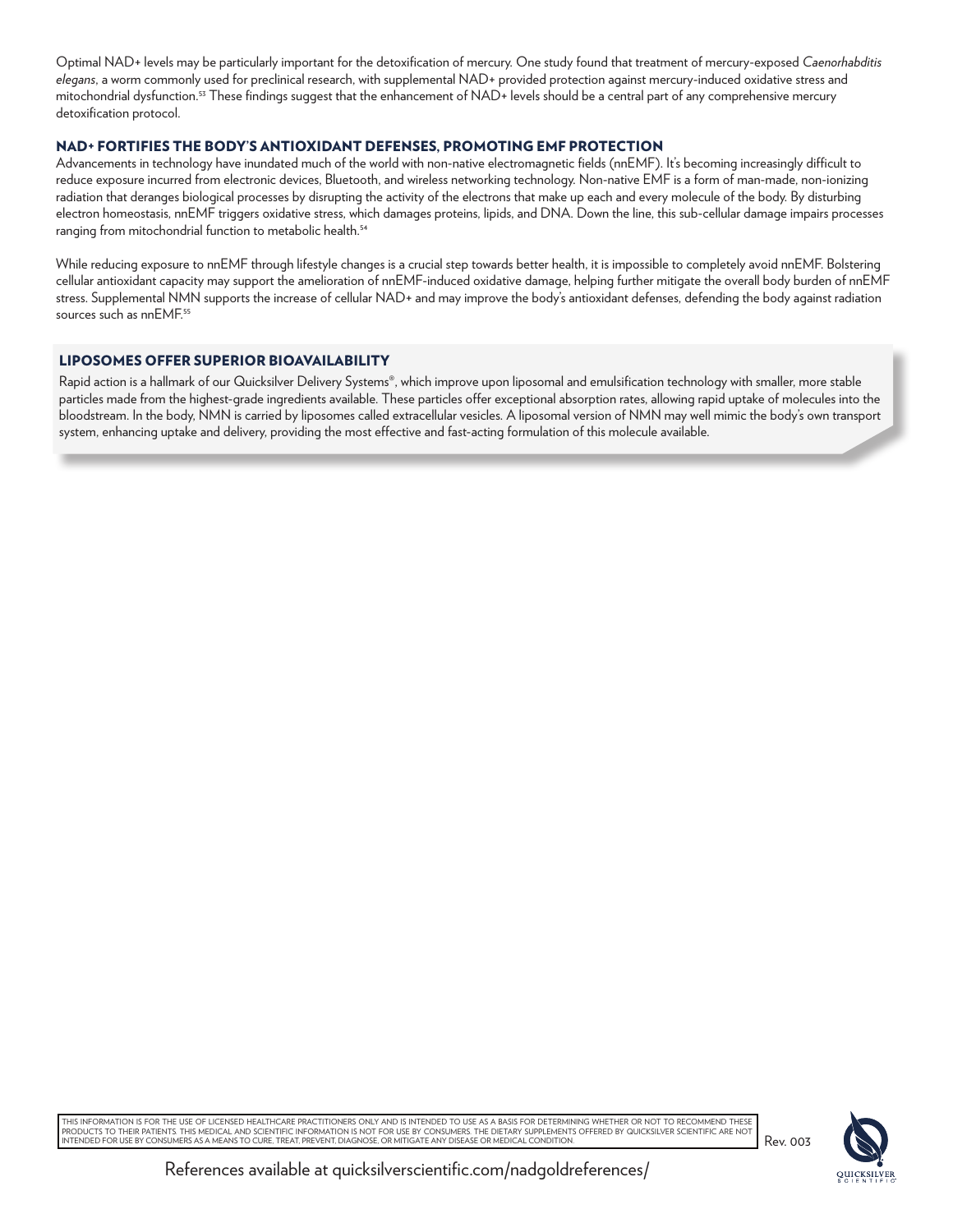Optimal NAD+ levels may be particularly important for the detoxification of mercury. One study found that treatment of mercury-exposed *Caenorhabditis elegans*, a worm commonly used for preclinical research, with supplemental NAD+ provided protection against mercury-induced oxidative stress and mitochondrial dysfunction.[53] These findings suggest that the enhancement of NAD+ levels should be a central part of any comprehensive mercury detoxification protocol.

## NAD+ FORTIFIES THE BODY'S ANTIOXIDANT DEFENSES, PROMOTING EMF PROTECTION

Advancements in technology have inundated much of the world with non-native electromagnetic fields (nnEMF). It's becoming increasingly difficult to reduce exposure incurred from electronic devices, Bluetooth, and wireless networking technology. Non-native EMF is a form of man-made, non-ionizing radiation that deranges biological processes by disrupting the activity of the electrons that make up each and every molecule of the body. By disturbing electron homeostasis, nnEMF triggers oxidative stress, which damages proteins, lipids, and DNA. Down the line, this sub-cellular damage impairs processes ranging from mitochondrial function to metabolic health.[54]

While reducing exposure to nnEMF through lifestyle changes is a crucial step towards better health, it is impossible to completely avoid nnEMF. Bolstering cellular antioxidant capacity may support the amelioration of nnEMF-induced oxidative damage, helping further mitigate the overall body burden of nnEMF stress. Supplemental NMN supports the increase of cellular NAD+ and may improve the body's antioxidant defenses, defending the body against radiation sources such as nnEMF.[55]

## LIPOSOMES OFFER SUPERIOR BIOAVAILABILITY

Rapid action is a hallmark of our Quicksilver Delivery Systems®, which improve upon liposomal and emulsification technology with smaller, more stable particles made from the highest-grade ingredients available. These particles offer exceptional absorption rates, allowing rapid uptake of molecules into the bloodstream. In the body, NMN is carried by liposomes called extracellular vesicles. A liposomal version of NMN may well mimic the body's own transport system, enhancing uptake and delivery, providing the most effective and fast-acting formulation of this molecule available.

THIS INFORMATION IS FOR THE USE OF LICENSED HEALTHCARE PRACTITIONERS ONLY AND IS INTENDED TO USE AS A BASIS FOR DETERMINING WHETHER OR NOT TO RECOMMEND THESE PRODUCTS TO THEIR PATIENTS. THIS MEDICAL AND SCIENTIFIC INFORMATION IS NOT FOR USE BY CONSUMERS. THE DIETARY SUPPLEMENTS OFFERED BY QUICKSILVER SCIENTIFIC ARE NOT INTENDED FOR USE BY CONSUMERS AS A MEANS TO CURE, TREAT, PREVENT, DIAGNOSE, OR MITIGATE ANY DISEASE OR MEDICAL CONDITION.

Rev. 003

References available at quicksilverscientific.com/nadgoldreferences/